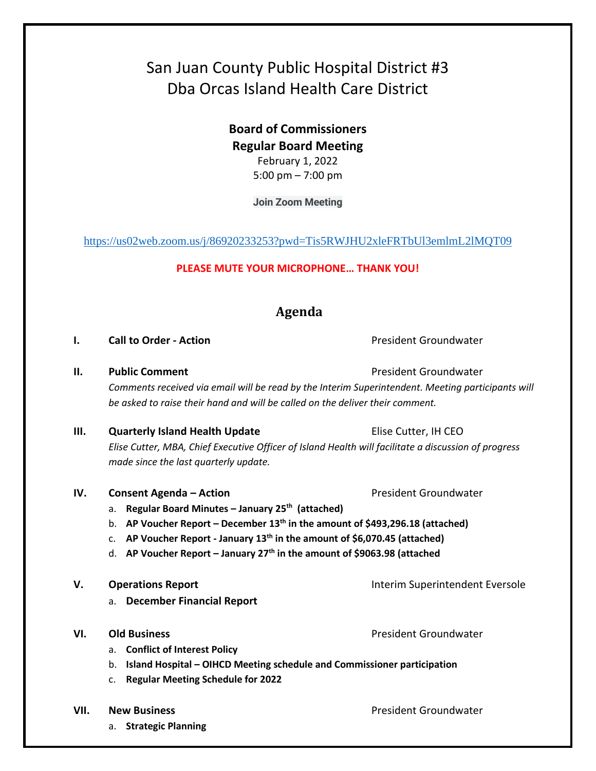# San Juan County Public Hospital District #3
# Dba Orcas Island Health Care District

**Board of Commissioners**
**Regular Board Meeting**
February 1, 2022
5:00 pm – 7:00 pm

**Join Zoom Meeting**

https://us02web.zoom.us/j/86920233253?pwd=Tis5RWJHU2xleFRTbUl3emlmL2lMQT09

**PLEASE MUTE YOUR MICROPHONE… THANK YOU!**

## Agenda

**I. Call to Order - Action** — President Groundwater

**II. Public Comment** — President Groundwater

*Comments received via email will be read by the Interim Superintendent. Meeting participants will be asked to raise their hand and will be called on the deliver their comment.*

**III. Quarterly Island Health Update** — Elise Cutter, IH CEO

*Elise Cutter, MBA, Chief Executive Officer of Island Health will facilitate a discussion of progress made since the last quarterly update.*

**IV. Consent Agenda – Action** — President Groundwater

a. **Regular Board Minutes – January 25th (attached)**
b. **AP Voucher Report – December 13th in the amount of $493,296.18 (attached)**
c. **AP Voucher Report - January 13th in the amount of $6,070.45 (attached)**
d. **AP Voucher Report – January 27th in the amount of $9063.98 (attached**

**V. Operations Report** — Interim Superintendent Eversole

a. **December Financial Report**

**VI. Old Business** — President Groundwater

a. **Conflict of Interest Policy**
b. **Island Hospital – OIHCD Meeting schedule and Commissioner participation**
c. **Regular Meeting Schedule for 2022**

**VII. New Business** — President Groundwater

a. **Strategic Planning**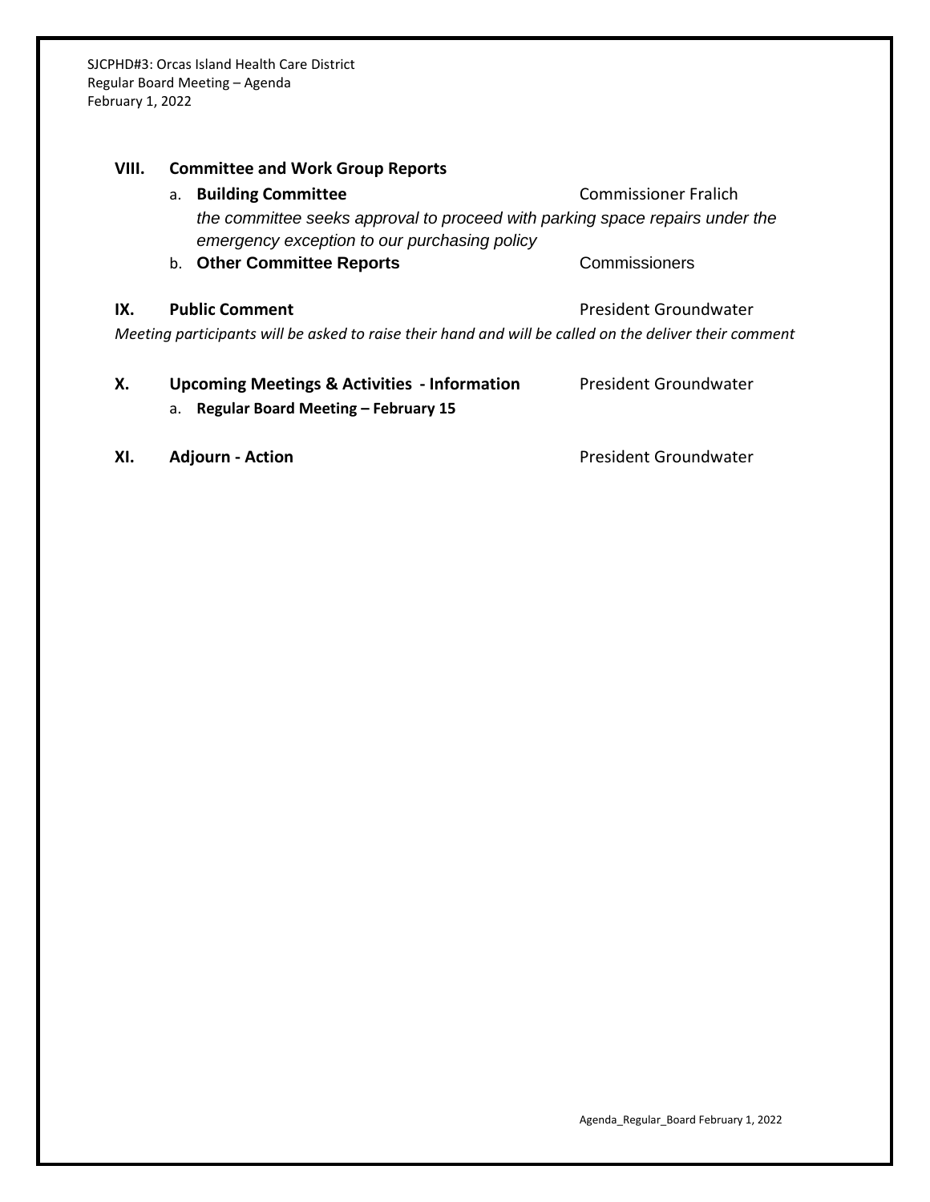## VIII. Committee and Work Group Reports

a. **Building Committee** — Commissioner Fralich

*the committee seeks approval to proceed with parking space repairs under the emergency exception to our purchasing policy*

b. **Other Committee Reports** — Commissioners

## IX. Public Comment — President Groundwater

*Meeting participants will be asked to raise their hand and will be called on the deliver their comment*

## X. Upcoming Meetings & Activities - Information — President Groundwater

a. **Regular Board Meeting – February 15**

## XI. Adjourn - Action — President Groundwater